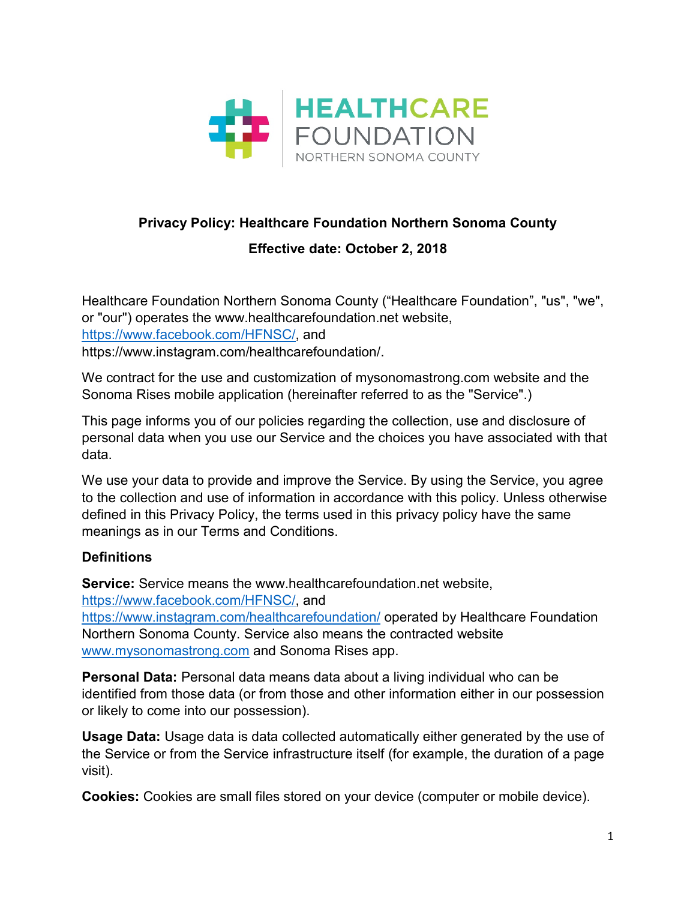HEALTHCARE FOUNDATION
NORTHERN SONOMA COUNTY

**Privacy Policy: Healthcare Foundation Northern Sonoma County**

**Effective date: October 2, 2018**

Healthcare Foundation Northern Sonoma County ("Healthcare Foundation", "us", "we", or "our") operates the www.healthcarefoundation.net website, https://www.facebook.com/HFNSC/, and https://www.instagram.com/healthcarefoundation/.

We contract for the use and customization of mysonomastrong.com website and the Sonoma Rises mobile application (hereinafter referred to as the "Service".)

This page informs you of our policies regarding the collection, use and disclosure of personal data when you use our Service and the choices you have associated with that data.

We use your data to provide and improve the Service. By using the Service, you agree to the collection and use of information in accordance with this policy. Unless otherwise defined in this Privacy Policy, the terms used in this privacy policy have the same meanings as in our Terms and Conditions.

**Definitions**

**Service:** Service means the www.healthcarefoundation.net website, https://www.facebook.com/HFNSC/, and https://www.instagram.com/healthcarefoundation/ operated by Healthcare Foundation Northern Sonoma County. Service also means the contracted website www.mysonomastrong.com and Sonoma Rises app.

**Personal Data:** Personal data means data about a living individual who can be identified from those data (or from those and other information either in our possession or likely to come into our possession).

**Usage Data:** Usage data is data collected automatically either generated by the use of the Service or from the Service infrastructure itself (for example, the duration of a page visit).

**Cookies:** Cookies are small files stored on your device (computer or mobile device).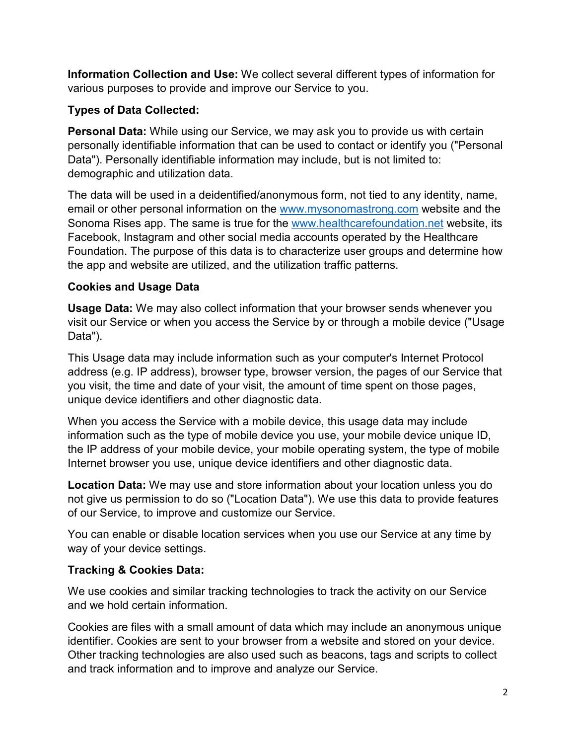**Information Collection and Use:** We collect several different types of information for various purposes to provide and improve our Service to you.

**Types of Data Collected:**

**Personal Data:** While using our Service, we may ask you to provide us with certain personally identifiable information that can be used to contact or identify you ("Personal Data"). Personally identifiable information may include, but is not limited to: demographic and utilization data.

The data will be used in a deidentified/anonymous form, not tied to any identity, name, email or other personal information on the [www.mysonomastrong.com](http://www.mysonomastrong.com) website and the Sonoma Rises app. The same is true for the [www.healthcarefoundation.net](http://www.healthcarefoundation.net) website, its Facebook, Instagram and other social media accounts operated by the Healthcare Foundation. The purpose of this data is to characterize user groups and determine how the app and website are utilized, and the utilization traffic patterns.

**Cookies and Usage Data**

**Usage Data:** We may also collect information that your browser sends whenever you visit our Service or when you access the Service by or through a mobile device ("Usage Data").

This Usage data may include information such as your computer's Internet Protocol address (e.g. IP address), browser type, browser version, the pages of our Service that you visit, the time and date of your visit, the amount of time spent on those pages, unique device identifiers and other diagnostic data.

When you access the Service with a mobile device, this usage data may include information such as the type of mobile device you use, your mobile device unique ID, the IP address of your mobile device, your mobile operating system, the type of mobile Internet browser you use, unique device identifiers and other diagnostic data.

**Location Data:** We may use and store information about your location unless you do not give us permission to do so ("Location Data"). We use this data to provide features of our Service, to improve and customize our Service.

You can enable or disable location services when you use our Service at any time by way of your device settings.

**Tracking & Cookies Data:**

We use cookies and similar tracking technologies to track the activity on our Service and we hold certain information.

Cookies are files with a small amount of data which may include an anonymous unique identifier. Cookies are sent to your browser from a website and stored on your device. Other tracking technologies are also used such as beacons, tags and scripts to collect and track information and to improve and analyze our Service.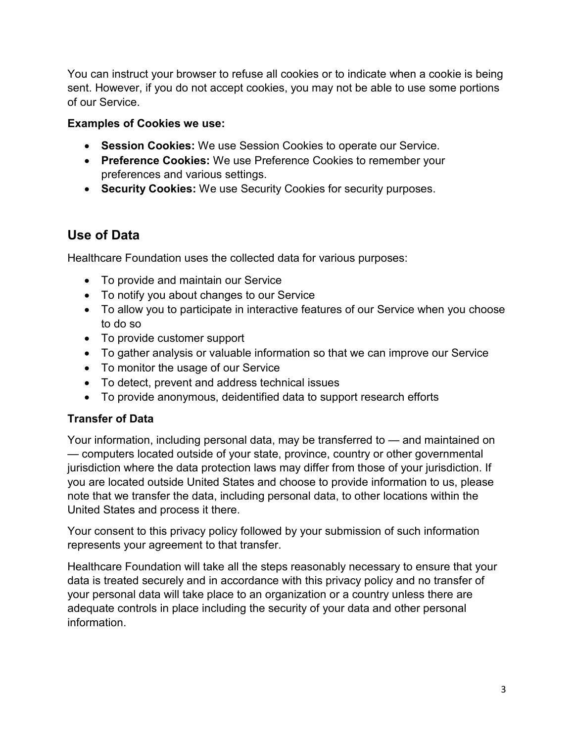You can instruct your browser to refuse all cookies or to indicate when a cookie is being sent. However, if you do not accept cookies, you may not be able to use some portions of our Service.

**Examples of Cookies we use:**

- **Session Cookies:** We use Session Cookies to operate our Service.
- **Preference Cookies:** We use Preference Cookies to remember your preferences and various settings.
- **Security Cookies:** We use Security Cookies for security purposes.

## Use of Data

Healthcare Foundation uses the collected data for various purposes:

- To provide and maintain our Service
- To notify you about changes to our Service
- To allow you to participate in interactive features of our Service when you choose to do so
- To provide customer support
- To gather analysis or valuable information so that we can improve our Service
- To monitor the usage of our Service
- To detect, prevent and address technical issues
- To provide anonymous, deidentified data to support research efforts

### Transfer of Data

Your information, including personal data, may be transferred to — and maintained on — computers located outside of your state, province, country or other governmental jurisdiction where the data protection laws may differ from those of your jurisdiction. If you are located outside United States and choose to provide information to us, please note that we transfer the data, including personal data, to other locations within the United States and process it there.

Your consent to this privacy policy followed by your submission of such information represents your agreement to that transfer.

Healthcare Foundation will take all the steps reasonably necessary to ensure that your data is treated securely and in accordance with this privacy policy and no transfer of your personal data will take place to an organization or a country unless there are adequate controls in place including the security of your data and other personal information.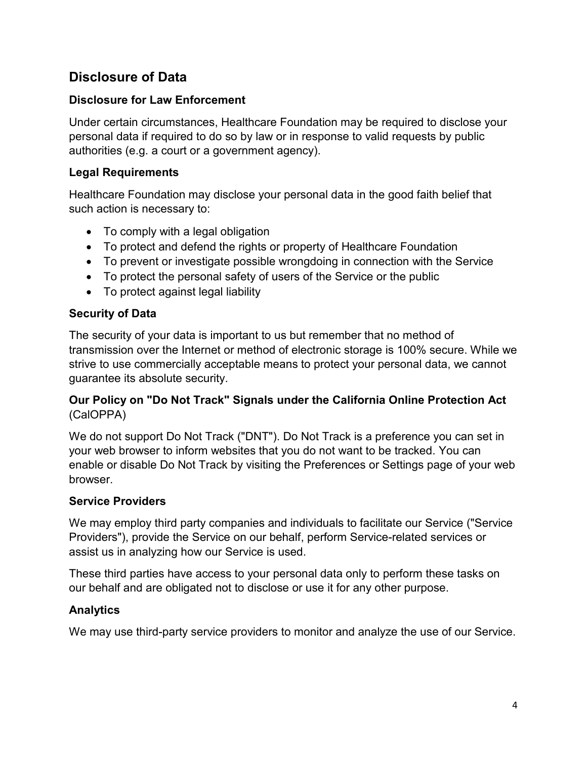## Disclosure of Data

### Disclosure for Law Enforcement

Under certain circumstances, Healthcare Foundation may be required to disclose your personal data if required to do so by law or in response to valid requests by public authorities (e.g. a court or a government agency).

### Legal Requirements

Healthcare Foundation may disclose your personal data in the good faith belief that such action is necessary to:

- To comply with a legal obligation
- To protect and defend the rights or property of Healthcare Foundation
- To prevent or investigate possible wrongdoing in connection with the Service
- To protect the personal safety of users of the Service or the public
- To protect against legal liability

### Security of Data

The security of your data is important to us but remember that no method of transmission over the Internet or method of electronic storage is 100% secure. While we strive to use commercially acceptable means to protect your personal data, we cannot guarantee its absolute security.

### Our Policy on "Do Not Track" Signals under the California Online Protection Act (CalOPPA)

We do not support Do Not Track ("DNT"). Do Not Track is a preference you can set in your web browser to inform websites that you do not want to be tracked. You can enable or disable Do Not Track by visiting the Preferences or Settings page of your web browser.

### Service Providers

We may employ third party companies and individuals to facilitate our Service ("Service Providers"), provide the Service on our behalf, perform Service-related services or assist us in analyzing how our Service is used.

These third parties have access to your personal data only to perform these tasks on our behalf and are obligated not to disclose or use it for any other purpose.

### Analytics

We may use third-party service providers to monitor and analyze the use of our Service.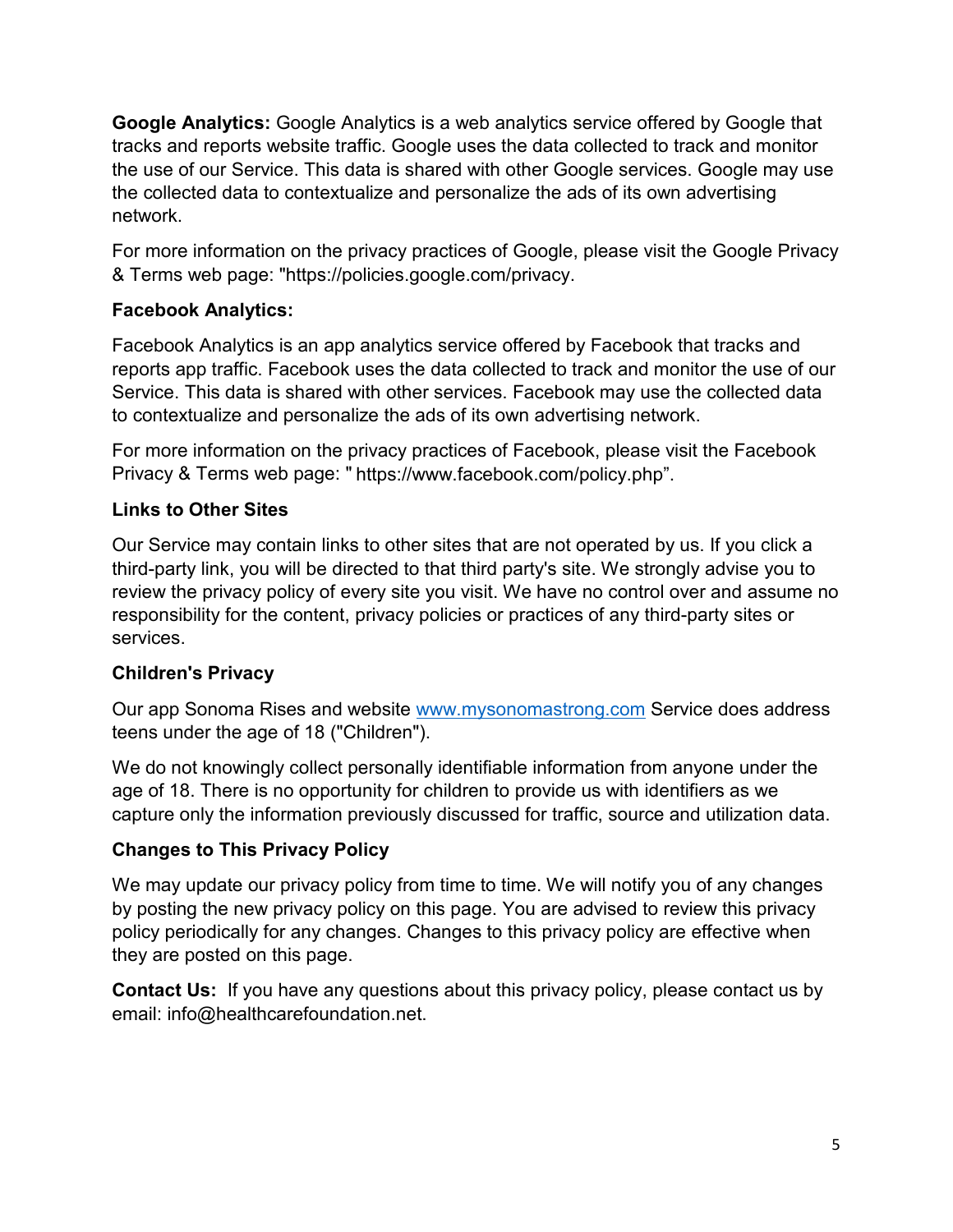**Google Analytics:** Google Analytics is a web analytics service offered by Google that tracks and reports website traffic. Google uses the data collected to track and monitor the use of our Service. This data is shared with other Google services. Google may use the collected data to contextualize and personalize the ads of its own advertising network.

For more information on the privacy practices of Google, please visit the Google Privacy & Terms web page: "https://policies.google.com/privacy.

**Facebook Analytics:**

Facebook Analytics is an app analytics service offered by Facebook that tracks and reports app traffic. Facebook uses the data collected to track and monitor the use of our Service. This data is shared with other services. Facebook may use the collected data to contextualize and personalize the ads of its own advertising network.

For more information on the privacy practices of Facebook, please visit the Facebook Privacy & Terms web page: " https://www.facebook.com/policy.php".

**Links to Other Sites**

Our Service may contain links to other sites that are not operated by us. If you click a third-party link, you will be directed to that third party's site. We strongly advise you to review the privacy policy of every site you visit. We have no control over and assume no responsibility for the content, privacy policies or practices of any third-party sites or services.

**Children's Privacy**

Our app Sonoma Rises and website [www.mysonomastrong.com](http://www.mysonomastrong.com) Service does address teens under the age of 18 ("Children").

We do not knowingly collect personally identifiable information from anyone under the age of 18. There is no opportunity for children to provide us with identifiers as we capture only the information previously discussed for traffic, source and utilization data.

**Changes to This Privacy Policy**

We may update our privacy policy from time to time. We will notify you of any changes by posting the new privacy policy on this page. You are advised to review this privacy policy periodically for any changes. Changes to this privacy policy are effective when they are posted on this page.

**Contact Us:** If you have any questions about this privacy policy, please contact us by email: info@healthcarefoundation.net.